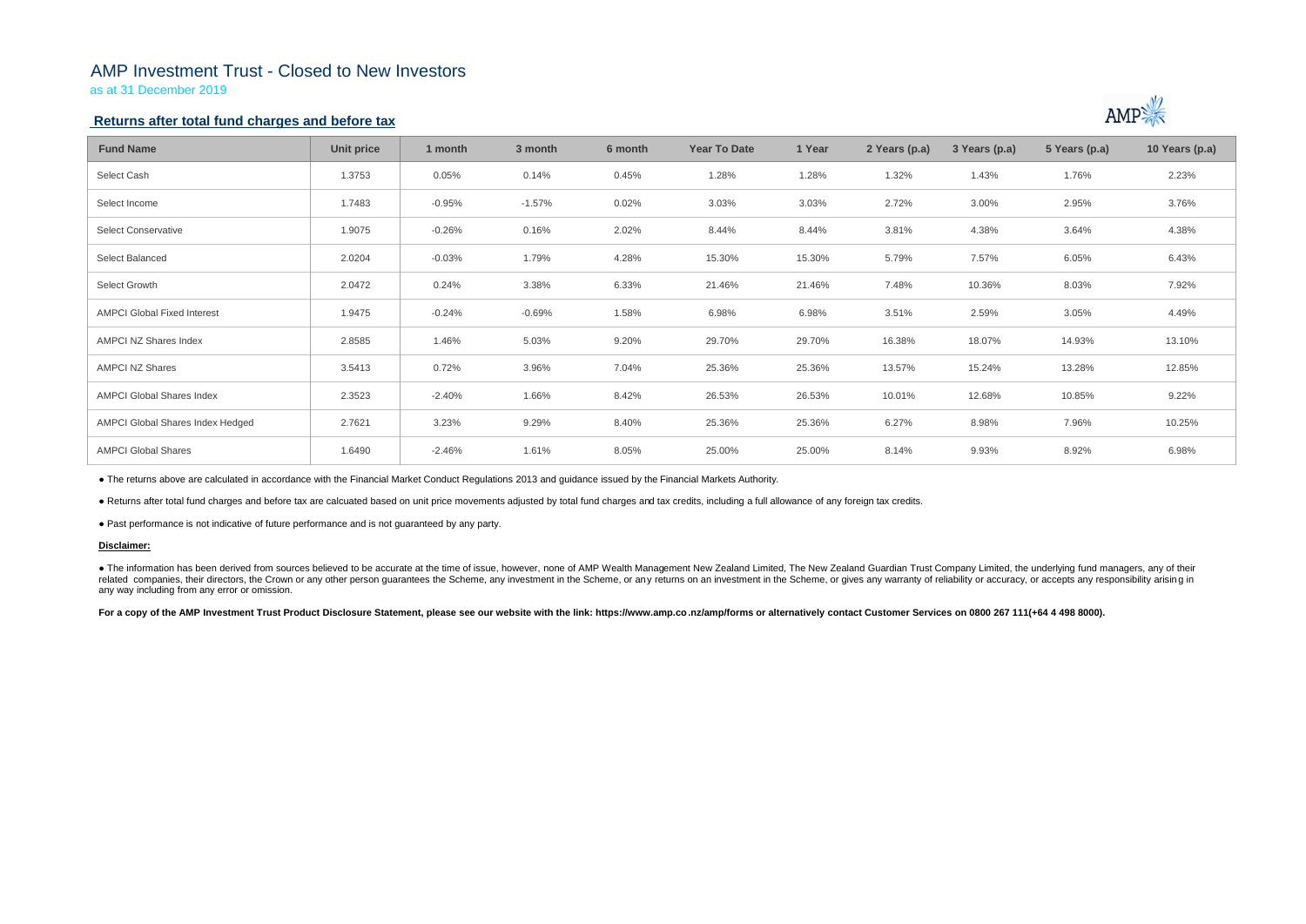# AMP Investment Trust - Closed to New Investors

as at 31 December 2019

## Returns after total fund charges and before tax

| Fund Name | Unit price | 1 month | 3 month | 6 month | Year To Date | 1 Year | 2 Years (p.a) | 3 Years (p.a) | 5 Years (p.a) | 10 Years (p.a) |
|---|---|---|---|---|---|---|---|---|---|---|
| Select Cash | 1.3753 | 0.05% | 0.14% | 0.45% | 1.28% | 1.28% | 1.32% | 1.43% | 1.76% | 2.23% |
| Select Income | 1.7483 | -0.95% | -1.57% | 0.02% | 3.03% | 3.03% | 2.72% | 3.00% | 2.95% | 3.76% |
| Select Conservative | 1.9075 | -0.26% | 0.16% | 2.02% | 8.44% | 8.44% | 3.81% | 4.38% | 3.64% | 4.38% |
| Select Balanced | 2.0204 | -0.03% | 1.79% | 4.28% | 15.30% | 15.30% | 5.79% | 7.57% | 6.05% | 6.43% |
| Select Growth | 2.0472 | 0.24% | 3.38% | 6.33% | 21.46% | 21.46% | 7.48% | 10.36% | 8.03% | 7.92% |
| AMPCI Global Fixed Interest | 1.9475 | -0.24% | -0.69% | 1.58% | 6.98% | 6.98% | 3.51% | 2.59% | 3.05% | 4.49% |
| AMPCI NZ Shares Index | 2.8585 | 1.46% | 5.03% | 9.20% | 29.70% | 29.70% | 16.38% | 18.07% | 14.93% | 13.10% |
| AMPCI NZ Shares | 3.5413 | 0.72% | 3.96% | 7.04% | 25.36% | 25.36% | 13.57% | 15.24% | 13.28% | 12.85% |
| AMPCI Global Shares Index | 2.3523 | -2.40% | 1.66% | 8.42% | 26.53% | 26.53% | 10.01% | 12.68% | 10.85% | 9.22% |
| AMPCI Global Shares Index Hedged | 2.7621 | 3.23% | 9.29% | 8.40% | 25.36% | 25.36% | 6.27% | 8.98% | 7.96% | 10.25% |
| AMPCI Global Shares | 1.6490 | -2.46% | 1.61% | 8.05% | 25.00% | 25.00% | 8.14% | 9.93% | 8.92% | 6.98% |

- The returns above are calculated in accordance with the Financial Market Conduct Regulations 2013 and guidance issued by the Financial Markets Authority.
- Returns after total fund charges and before tax are calcuated based on unit price movements adjusted by total fund charges and tax credits, including a full allowance of any foreign tax credits.
- Past performance is not indicative of future performance and is not guaranteed by any party.

**Disclaimer:**

- The information has been derived from sources believed to be accurate at the time of issue, however, none of AMP Wealth Management New Zealand Limited, The New Zealand Guardian Trust Company Limited, the underlying fund managers, any of their related companies, their directors, the Crown or any other person guarantees the Scheme, any investment in the Scheme, or any returns on an investment in the Scheme, or gives any warranty of reliability or accuracy, or accepts any responsibility arising in any way including from any error or omission.

**For a copy of the AMP Investment Trust Product Disclosure Statement, please see our website with the link: https://www.amp.co.nz/amp/forms or alternatively contact Customer Services on 0800 267 111(+64 4 498 8000).**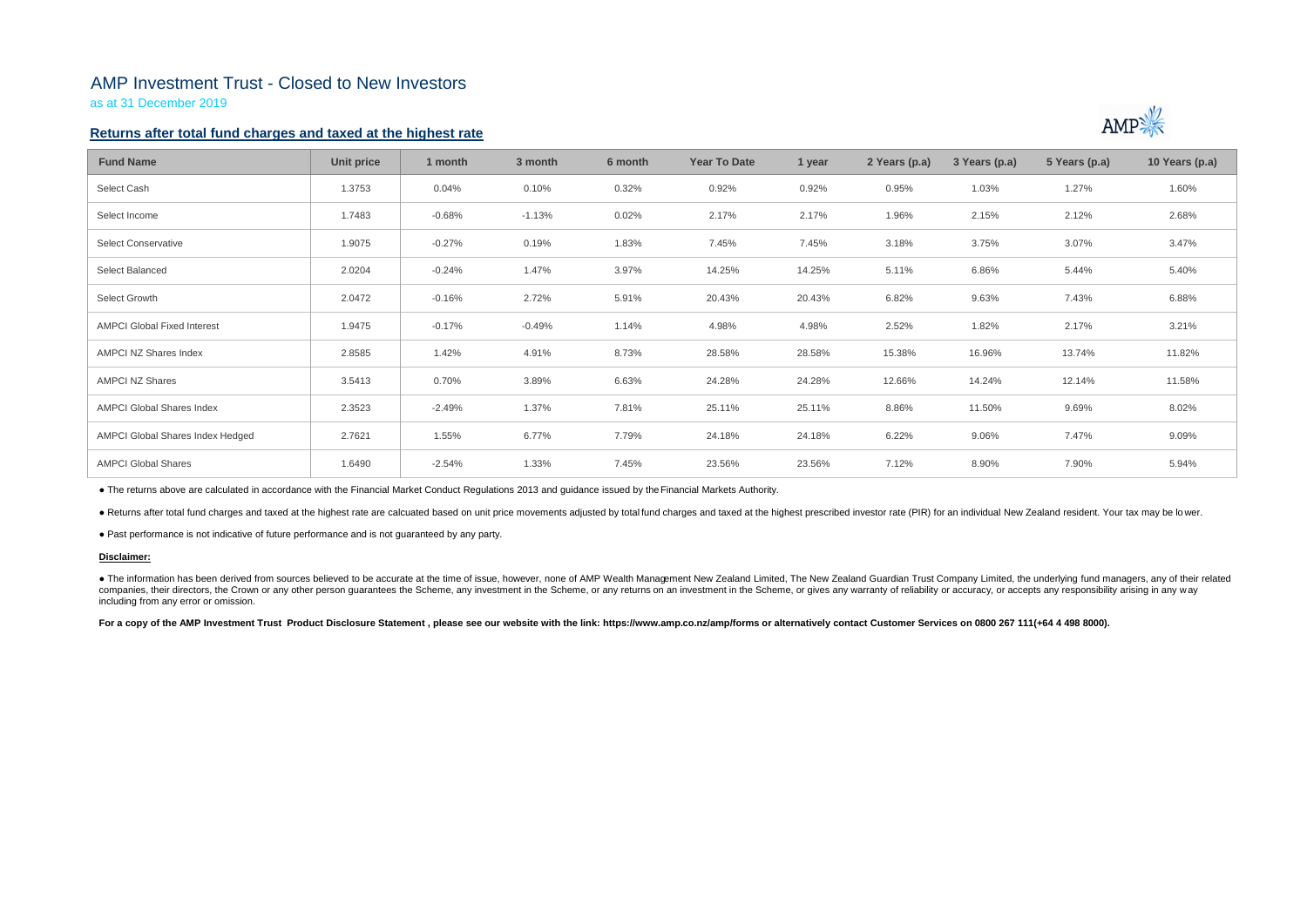# AMP Investment Trust - Closed to New Investors

as at 31 December 2019

## Returns after total fund charges and taxed at the highest rate

| Fund Name | Unit price | 1 month | 3 month | 6 month | Year To Date | 1 year | 2 Years (p.a) | 3 Years (p.a) | 5 Years (p.a) | 10 Years (p.a) |
|---|---|---|---|---|---|---|---|---|---|---|
| Select Cash | 1.3753 | 0.04% | 0.10% | 0.32% | 0.92% | 0.92% | 0.95% | 1.03% | 1.27% | 1.60% |
| Select Income | 1.7483 | -0.68% | -1.13% | 0.02% | 2.17% | 2.17% | 1.96% | 2.15% | 2.12% | 2.68% |
| Select Conservative | 1.9075 | -0.27% | 0.19% | 1.83% | 7.45% | 7.45% | 3.18% | 3.75% | 3.07% | 3.47% |
| Select Balanced | 2.0204 | -0.24% | 1.47% | 3.97% | 14.25% | 14.25% | 5.11% | 6.86% | 5.44% | 5.40% |
| Select Growth | 2.0472 | -0.16% | 2.72% | 5.91% | 20.43% | 20.43% | 6.82% | 9.63% | 7.43% | 6.88% |
| AMPCI Global Fixed Interest | 1.9475 | -0.17% | -0.49% | 1.14% | 4.98% | 4.98% | 2.52% | 1.82% | 2.17% | 3.21% |
| AMPCI NZ Shares Index | 2.8585 | 1.42% | 4.91% | 8.73% | 28.58% | 28.58% | 15.38% | 16.96% | 13.74% | 11.82% |
| AMPCI NZ Shares | 3.5413 | 0.70% | 3.89% | 6.63% | 24.28% | 24.28% | 12.66% | 14.24% | 12.14% | 11.58% |
| AMPCI Global Shares Index | 2.3523 | -2.49% | 1.37% | 7.81% | 25.11% | 25.11% | 8.86% | 11.50% | 9.69% | 8.02% |
| AMPCI Global Shares Index Hedged | 2.7621 | 1.55% | 6.77% | 7.79% | 24.18% | 24.18% | 6.22% | 9.06% | 7.47% | 9.09% |
| AMPCI Global Shares | 1.6490 | -2.54% | 1.33% | 7.45% | 23.56% | 23.56% | 7.12% | 8.90% | 7.90% | 5.94% |

● The returns above are calculated in accordance with the Financial Market Conduct Regulations 2013 and guidance issued by the Financial Markets Authority.

● Returns after total fund charges and taxed at the highest rate are calcuated based on unit price movements adjusted by total fund charges and taxed at the highest prescribed investor rate (PIR) for an individual New Zealand resident. Your tax may be lower.

● Past performance is not indicative of future performance and is not guaranteed by any party.

**Disclaimer:**

● The information has been derived from sources believed to be accurate at the time of issue, however, none of AMP Wealth Management New Zealand Limited, The New Zealand Guardian Trust Company Limited, the underlying fund managers, any of their related companies, their directors, the Crown or any other person guarantees the Scheme, any investment in the Scheme, or any returns on an investment in the Scheme, or gives any warranty of reliability or accuracy, or accepts any responsibility arising in any way including from any error or omission.

**For a copy of the AMP Investment Trust Product Disclosure Statement , please see our website with the link: https://www.amp.co.nz/amp/forms or alternatively contact Customer Services on 0800 267 111(+64 4 498 8000).**